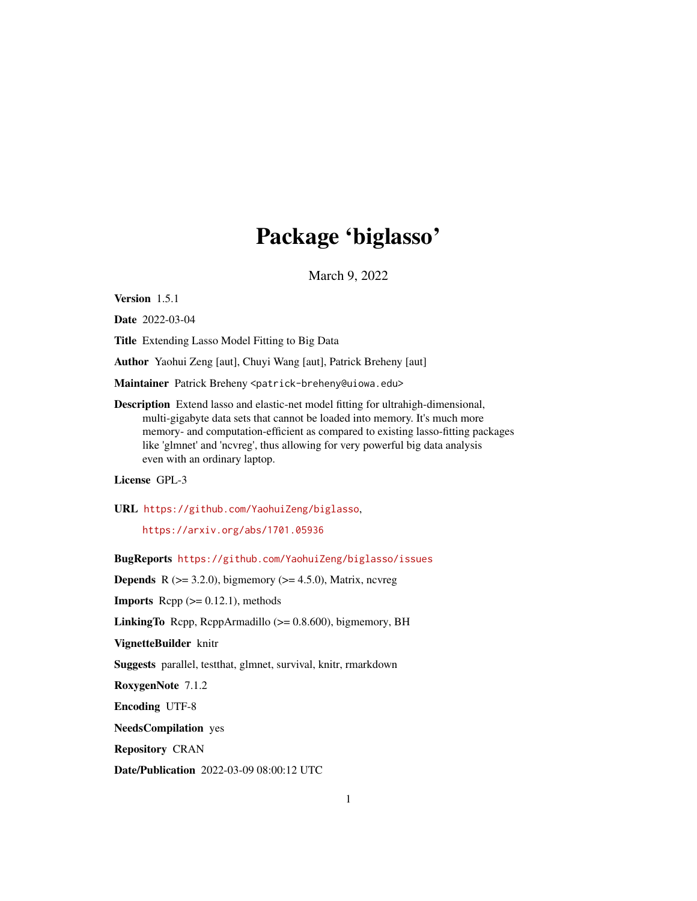# Package 'biglasso'

March 9, 2022

**Version** 1.5.1

**Date** 2022-03-04

**Title** Extending Lasso Model Fitting to Big Data

**Author** Yaohui Zeng [aut], Chuyi Wang [aut], Patrick Breheny [aut]

**Maintainer** Patrick Breheny <patrick-breheny@uiowa.edu>

**Description** Extend lasso and elastic-net model fitting for ultrahigh-dimensional, multi-gigabyte data sets that cannot be loaded into memory. It's much more memory- and computation-efficient as compared to existing lasso-fitting packages like 'glmnet' and 'ncvreg', thus allowing for very powerful big data analysis even with an ordinary laptop.

**License** GPL-3

**URL** https://github.com/YaohuiZeng/biglasso,

https://arxiv.org/abs/1701.05936

**BugReports** https://github.com/YaohuiZeng/biglasso/issues

**Depends** R (>= 3.2.0), bigmemory (>= 4.5.0), Matrix, ncvreg

**Imports** Rcpp (>= 0.12.1), methods

**LinkingTo** Rcpp, RcppArmadillo (>= 0.8.600), bigmemory, BH

**VignetteBuilder** knitr

**Suggests** parallel, testthat, glmnet, survival, knitr, rmarkdown

**RoxygenNote** 7.1.2

**Encoding** UTF-8

**NeedsCompilation** yes

**Repository** CRAN

**Date/Publication** 2022-03-09 08:00:12 UTC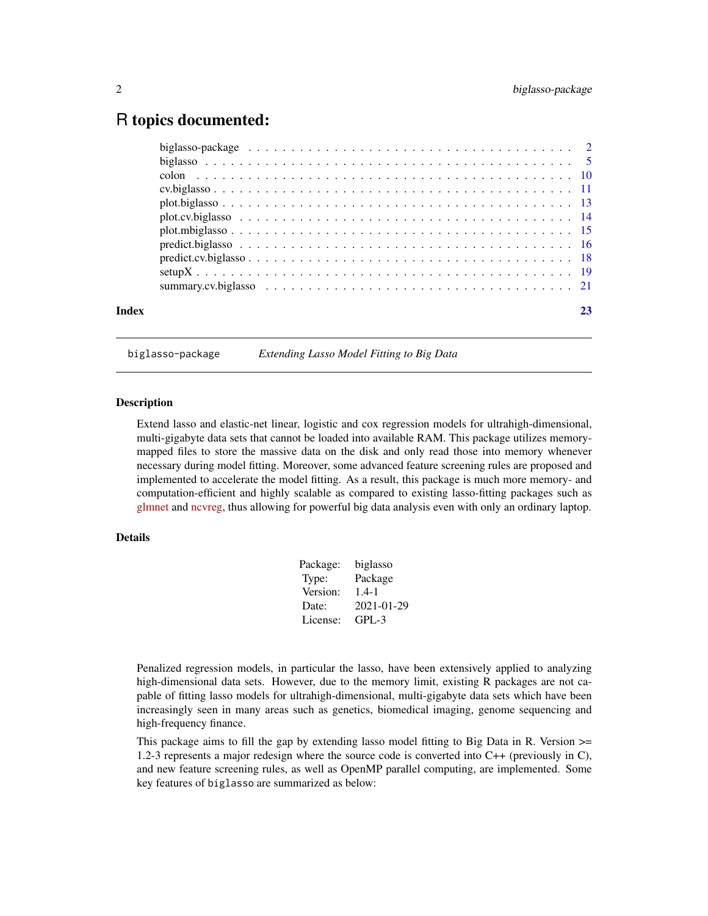# R topics documented:

| | |
|---|---|
| biglasso-package | 2 |
| biglasso | 5 |
| colon | 10 |
| cv.biglasso | 11 |
| plot.biglasso | 13 |
| plot.cv.biglasso | 14 |
| plot.mbiglasso | 15 |
| predict.biglasso | 16 |
| predict.cv.biglasso | 18 |
| setupX | 19 |
| summary.cv.biglasso | 21 |
| **Index** | **23** |

---

`biglasso-package` *Extending Lasso Model Fitting to Big Data*

---

### Description

Extend lasso and elastic-net linear, logistic and cox regression models for ultrahigh-dimensional, multi-gigabyte data sets that cannot be loaded into available RAM. This package utilizes memory-mapped files to store the massive data on the disk and only read those into memory whenever necessary during model fitting. Moreover, some advanced feature screening rules are proposed and implemented to accelerate the model fitting. As a result, this package is much more memory- and computation-efficient and highly scalable as compared to existing lasso-fitting packages such as glmnet and ncvreg, thus allowing for powerful big data analysis even with only an ordinary laptop.

### Details

| | |
|---|---|
| Package: | biglasso |
| Type: | Package |
| Version: | 1.4-1 |
| Date: | 2021-01-29 |
| License: | GPL-3 |

Penalized regression models, in particular the lasso, have been extensively applied to analyzing high-dimensional data sets. However, due to the memory limit, existing R packages are not capable of fitting lasso models for ultrahigh-dimensional, multi-gigabyte data sets which have been increasingly seen in many areas such as genetics, biomedical imaging, genome sequencing and high-frequency finance.

This package aims to fill the gap by extending lasso model fitting to Big Data in R. Version >= 1.2-3 represents a major redesign where the source code is converted into C++ (previously in C), and new feature screening rules, as well as OpenMP parallel computing, are implemented. Some key features of `biglasso` are summarized as below: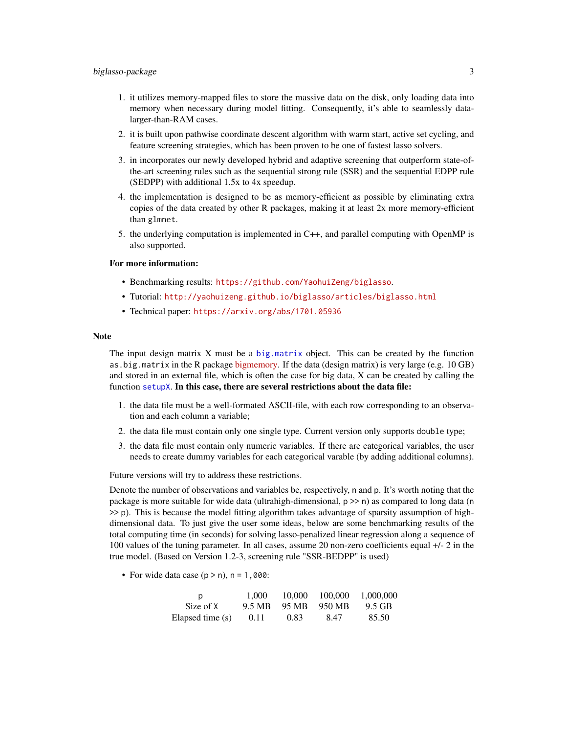1. it utilizes memory-mapped files to store the massive data on the disk, only loading data into memory when necessary during model fitting. Consequently, it's able to seamlessly data-larger-than-RAM cases.
2. it is built upon pathwise coordinate descent algorithm with warm start, active set cycling, and feature screening strategies, which has been proven to be one of fastest lasso solvers.
3. in incorporates our newly developed hybrid and adaptive screening that outperform state-of-the-art screening rules such as the sequential strong rule (SSR) and the sequential EDPP rule (SEDPP) with additional 1.5x to 4x speedup.
4. the implementation is designed to be as memory-efficient as possible by eliminating extra copies of the data created by other R packages, making it at least 2x more memory-efficient than `glmnet`.
5. the underlying computation is implemented in C++, and parallel computing with OpenMP is also supported.

**For more information:**

- Benchmarking results: https://github.com/YaohuiZeng/biglasso.
- Tutorial: http://yaohuizeng.github.io/biglasso/articles/biglasso.html
- Technical paper: https://arxiv.org/abs/1701.05936

## Note

The input design matrix X must be a `big.matrix` object. This can be created by the function `as.big.matrix` in the R package bigmemory. If the data (design matrix) is very large (e.g. 10 GB) and stored in an external file, which is often the case for big data, X can be created by calling the function `setupX`. **In this case, there are several restrictions about the data file:**

1. the data file must be a well-formated ASCII-file, with each row corresponding to an observation and each column a variable;
2. the data file must contain only one single type. Current version only supports `double` type;
3. the data file must contain only numeric variables. If there are categorical variables, the user needs to create dummy variables for each categorical varable (by adding additional columns).

Future versions will try to address these restrictions.

Denote the number of observations and variables be, respectively, `n` and `p`. It's worth noting that the package is more suitable for wide data (ultrahigh-dimensional, `p` >> `n`) as compared to long data (`n` >> `p`). This is because the model fitting algorithm takes advantage of sparsity assumption of high-dimensional data. To just give the user some ideas, below are some benchmarking results of the total computing time (in seconds) for solving lasso-penalized linear regression along a sequence of 100 values of the tuning parameter. In all cases, assume 20 non-zero coefficients equal +/- 2 in the true model. (Based on Version 1.2-3, screening rule "SSR-BEDPP" is used)

- For wide data case (`p` > `n`), `n = 1,000`:

| `p` | 1,000 | 10,000 | 100,000 | 1,000,000 |
|---|---|---|---|---|
| Size of `X` | 9.5 MB | 95 MB | 950 MB | 9.5 GB |
| Elapsed time (s) | 0.11 | 0.83 | 8.47 | 85.50 |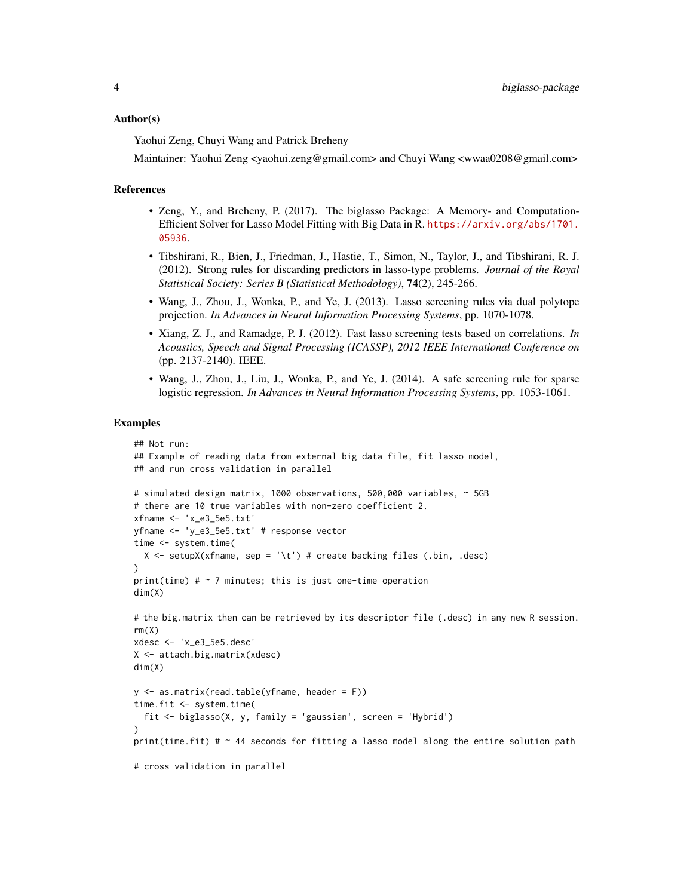### Author(s)

Yaohui Zeng, Chuyi Wang and Patrick Breheny

Maintainer: Yaohui Zeng <yaohui.zeng@gmail.com> and Chuyi Wang <wwaa0208@gmail.com>

### References

- Zeng, Y., and Breheny, P. (2017). The biglasso Package: A Memory- and Computation-Efficient Solver for Lasso Model Fitting with Big Data in R. https://arxiv.org/abs/1701.05936.
- Tibshirani, R., Bien, J., Friedman, J., Hastie, T., Simon, N., Taylor, J., and Tibshirani, R. J. (2012). Strong rules for discarding predictors in lasso-type problems. *Journal of the Royal Statistical Society: Series B (Statistical Methodology)*, **74**(2), 245-266.
- Wang, J., Zhou, J., Wonka, P., and Ye, J. (2013). Lasso screening rules via dual polytope projection. *In Advances in Neural Information Processing Systems*, pp. 1070-1078.
- Xiang, Z. J., and Ramadge, P. J. (2012). Fast lasso screening tests based on correlations. *In Acoustics, Speech and Signal Processing (ICASSP), 2012 IEEE International Conference on* (pp. 2137-2140). IEEE.
- Wang, J., Zhou, J., Liu, J., Wonka, P., and Ye, J. (2014). A safe screening rule for sparse logistic regression. *In Advances in Neural Information Processing Systems*, pp. 1053-1061.

### Examples

```
## Not run:
## Example of reading data from external big data file, fit lasso model,
## and run cross validation in parallel

# simulated design matrix, 1000 observations, 500,000 variables, ~ 5GB
# there are 10 true variables with non-zero coefficient 2.
xfname <- 'x_e3_5e5.txt'
yfname <- 'y_e3_5e5.txt' # response vector
time <- system.time(
  X <- setupX(xfname, sep = '\t') # create backing files (.bin, .desc)
)
print(time) # ~ 7 minutes; this is just one-time operation
dim(X)

# the big.matrix then can be retrieved by its descriptor file (.desc) in any new R session.
rm(X)
xdesc <- 'x_e3_5e5.desc'
X <- attach.big.matrix(xdesc)
dim(X)

y <- as.matrix(read.table(yfname, header = F))
time.fit <- system.time(
  fit <- biglasso(X, y, family = 'gaussian', screen = 'Hybrid')
)
print(time.fit) # ~ 44 seconds for fitting a lasso model along the entire solution path

# cross validation in parallel
```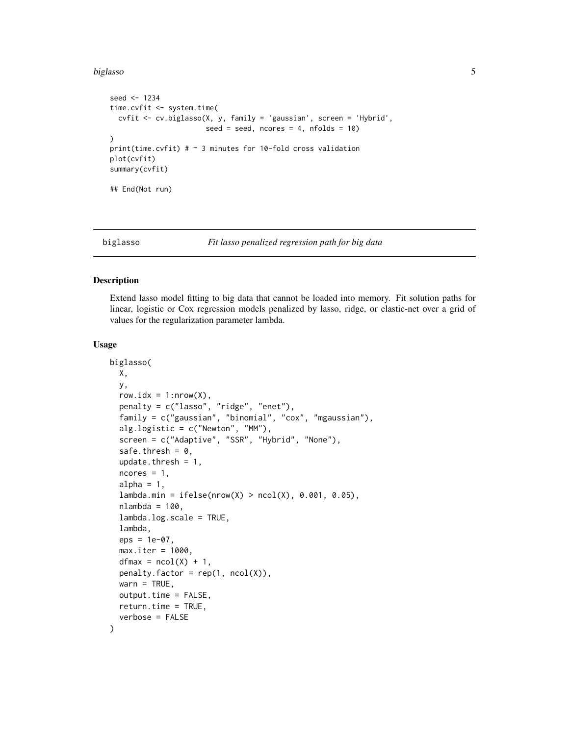```
seed <- 1234
time.cvfit <- system.time(
  cvfit <- cv.biglasso(X, y, family = 'gaussian', screen = 'Hybrid',
                       seed = seed, ncores = 4, nfolds = 10)
)
print(time.cvfit) # ~ 3 minutes for 10-fold cross validation
plot(cvfit)
summary(cvfit)

## End(Not run)
```

---

`biglasso` *Fit lasso penalized regression path for big data*

---

## Description

Extend lasso model fitting to big data that cannot be loaded into memory. Fit solution paths for linear, logistic or Cox regression models penalized by lasso, ridge, or elastic-net over a grid of values for the regularization parameter lambda.

## Usage

```
biglasso(
  X,
  y,
  row.idx = 1:nrow(X),
  penalty = c("lasso", "ridge", "enet"),
  family = c("gaussian", "binomial", "cox", "mgaussian"),
  alg.logistic = c("Newton", "MM"),
  screen = c("Adaptive", "SSR", "Hybrid", "None"),
  safe.thresh = 0,
  update.thresh = 1,
  ncores = 1,
  alpha = 1,
  lambda.min = ifelse(nrow(X) > ncol(X), 0.001, 0.05),
  nlambda = 100,
  lambda.log.scale = TRUE,
  lambda,
  eps = 1e-07,
  max.iter = 1000,
  dfmax = ncol(X) + 1,
  penalty.factor = rep(1, ncol(X)),
  warn = TRUE,
  output.time = FALSE,
  return.time = TRUE,
  verbose = FALSE
)
```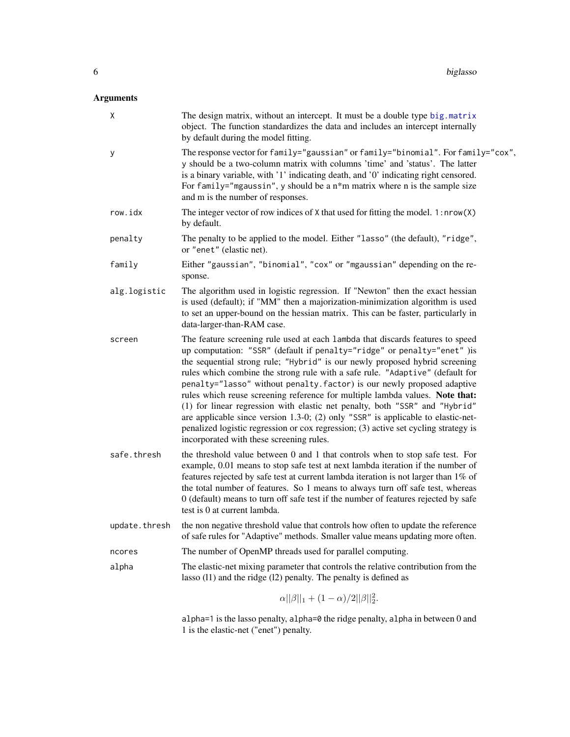## Arguments

| | |
|---|---|
| `X` | The design matrix, without an intercept. It must be a double type `big.matrix` object. The function standardizes the data and includes an intercept internally by default during the model fitting. |
| `y` | The response vector for `family="gaussian"` or `family="binomial"`. For `family="cox"`, `y` should be a two-column matrix with columns 'time' and 'status'. The latter is a binary variable, with '1' indicating death, and '0' indicating right censored. For `family="mgaussin"`, `y` should be a n*m matrix where n is the sample size and m is the number of responses. |
| `row.idx` | The integer vector of row indices of `X` that used for fitting the model. `1:nrow(X)` by default. |
| `penalty` | The penalty to be applied to the model. Either `"lasso"` (the default), `"ridge"`, or `"enet"` (elastic net). |
| `family` | Either `"gaussian"`, `"binomial"`, `"cox"` or `"mgaussian"` depending on the response. |
| `alg.logistic` | The algorithm used in logistic regression. If "Newton" then the exact hessian is used (default); if "MM" then a majorization-minimization algorithm is used to set an upper-bound on the hessian matrix. This can be faster, particularly in data-larger-than-RAM case. |
| `screen` | The feature screening rule used at each `lambda` that discards features to speed up computation: `"SSR"` (default if `penalty="ridge"` or `penalty="enet"` )is the sequential strong rule; `"Hybrid"` is our newly proposed hybrid screening rules which combine the strong rule with a safe rule. `"Adaptive"` (default for `penalty="lasso"` without `penalty.factor`) is our newly proposed adaptive rules which reuse screening reference for multiple lambda values. **Note that:** (1) for linear regression with elastic net penalty, both `"SSR"` and `"Hybrid"` are applicable since version 1.3-0; (2) only `"SSR"` is applicable to elastic-net-penalized logistic regression or cox regression; (3) active set cycling strategy is incorporated with these screening rules. |
| `safe.thresh` | the threshold value between 0 and 1 that controls when to stop safe test. For example, 0.01 means to stop safe test at next lambda iteration if the number of features rejected by safe test at current lambda iteration is not larger than 1% of the total number of features. So 1 means to always turn off safe test, whereas 0 (default) means to turn off safe test if the number of features rejected by safe test is 0 at current lambda. |
| `update.thresh` | the non negative threshold value that controls how often to update the reference of safe rules for "Adaptive" methods. Smaller value means updating more often. |
| `ncores` | The number of OpenMP threads used for parallel computing. |
| `alpha` | The elastic-net mixing parameter that controls the relative contribution from the lasso (l1) and the ridge (l2) penalty. The penalty is defined as $$\alpha\|\|\beta\|\|_1 + (1-\alpha)/2\|\|\beta\|\|_2^2.$$ `alpha=1` is the lasso penalty, `alpha=0` the ridge penalty, `alpha` in between 0 and 1 is the elastic-net ("enet") penalty. |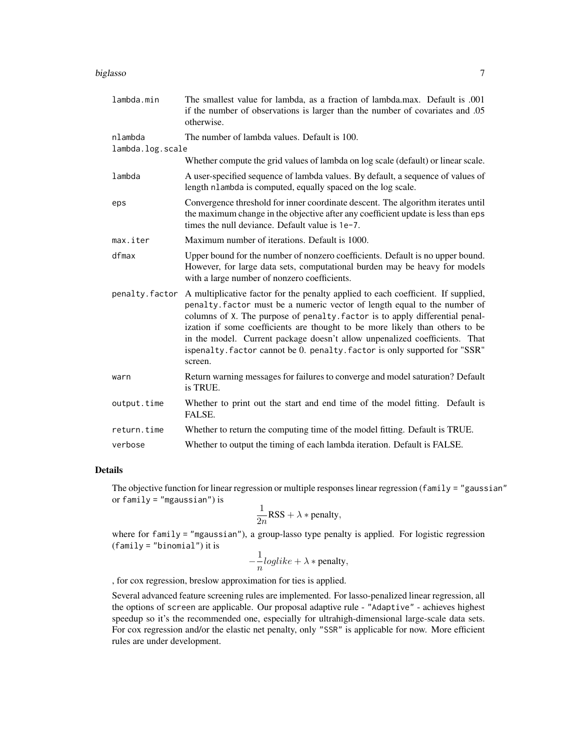| | |
|---|---|
| `lambda.min` | The smallest value for lambda, as a fraction of lambda.max. Default is .001 if the number of observations is larger than the number of covariates and .05 otherwise. |
| `nlambda` | The number of lambda values. Default is 100. |
| `lambda.log.scale` | Whether compute the grid values of lambda on log scale (default) or linear scale. |
| `lambda` | A user-specified sequence of lambda values. By default, a sequence of values of length `nlambda` is computed, equally spaced on the log scale. |
| `eps` | Convergence threshold for inner coordinate descent. The algorithm iterates until the maximum change in the objective after any coefficient update is less than `eps` times the null deviance. Default value is `1e-7`. |
| `max.iter` | Maximum number of iterations. Default is 1000. |
| `dfmax` | Upper bound for the number of nonzero coefficients. Default is no upper bound. However, for large data sets, computational burden may be heavy for models with a large number of nonzero coefficients. |
| `penalty.factor` | A multiplicative factor for the penalty applied to each coefficient. If supplied, `penalty.factor` must be a numeric vector of length equal to the number of columns of `X`. The purpose of `penalty.factor` is to apply differential penalization if some coefficients are thought to be more likely than others to be in the model. Current package doesn't allow unpenalized coefficients. That is`penalty.factor` cannot be 0. `penalty.factor` is only supported for "SSR" screen. |
| `warn` | Return warning messages for failures to converge and model saturation? Default is TRUE. |
| `output.time` | Whether to print out the start and end time of the model fitting. Default is FALSE. |
| `return.time` | Whether to return the computing time of the model fitting. Default is TRUE. |
| `verbose` | Whether to output the timing of each lambda iteration. Default is FALSE. |

## Details

The objective function for linear regression or multiple responses linear regression (`family = "gaussian"` or `family = "mgaussian"`) is

$$\frac{1}{2n}\text{RSS} + \lambda * \text{penalty},$$

where for `family = "mgaussian"`), a group-lasso type penalty is applied. For logistic regression (`family = "binomial"`) it is

$$-\frac{1}{n}loglike + \lambda * \text{penalty},$$

, for cox regression, breslow approximation for ties is applied.

Several advanced feature screening rules are implemented. For lasso-penalized linear regression, all the options of `screen` are applicable. Our proposal adaptive rule - `"Adaptive"` - achieves highest speedup so it's the recommended one, especially for ultrahigh-dimensional large-scale data sets. For cox regression and/or the elastic net penalty, only `"SSR"` is applicable for now. More efficient rules are under development.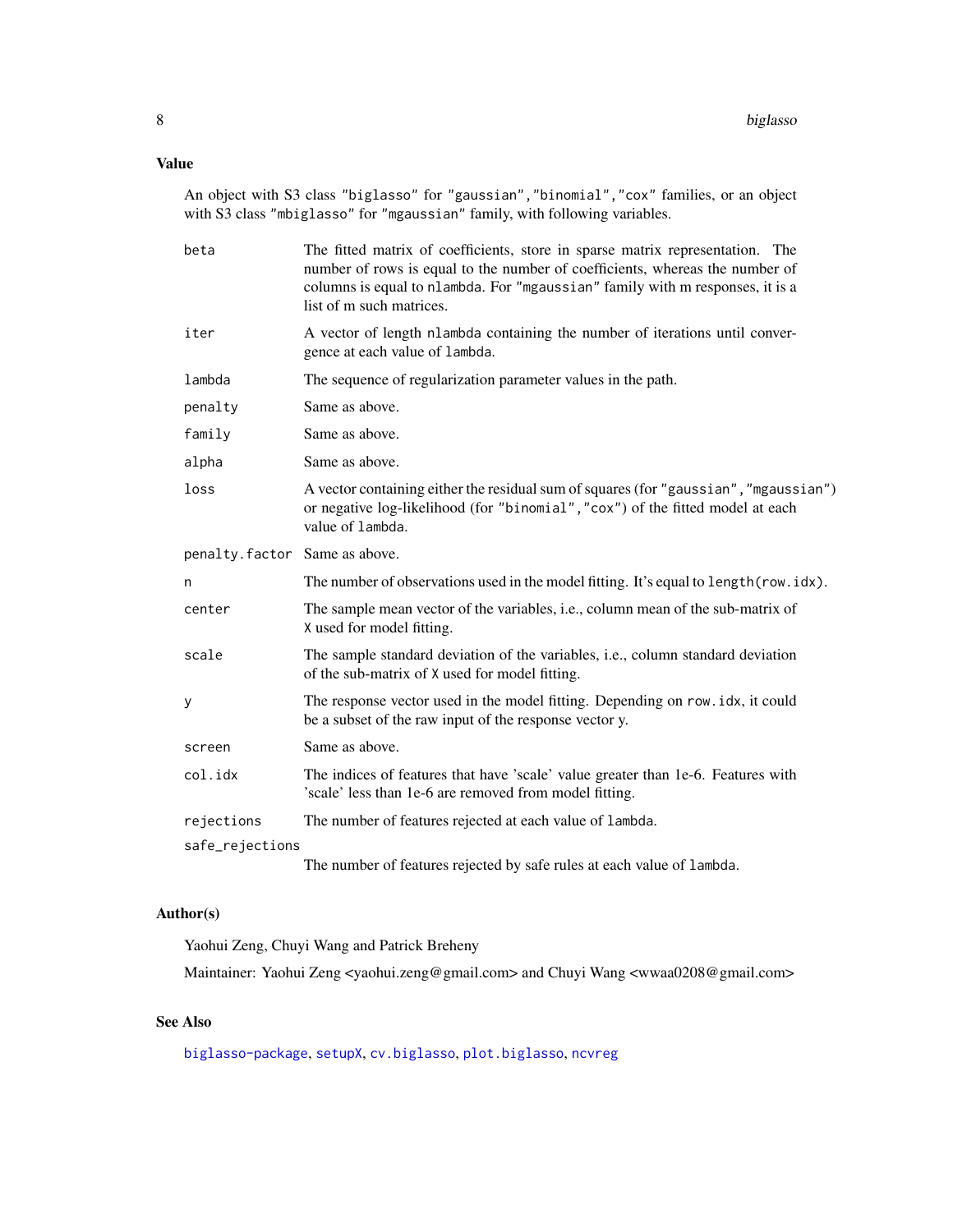## Value

An object with S3 class "biglasso" for "gaussian","binomial","cox" families, or an object with S3 class "mbiglasso" for "mgaussian" family, with following variables.

- `beta` — The fitted matrix of coefficients, store in sparse matrix representation. The number of rows is equal to the number of coefficients, whereas the number of columns is equal to `nlambda`. For "mgaussian" family with m responses, it is a list of m such matrices.
- `iter` — A vector of length `nlambda` containing the number of iterations until convergence at each value of `lambda`.
- `lambda` — The sequence of regularization parameter values in the path.
- `penalty` — Same as above.
- `family` — Same as above.
- `alpha` — Same as above.
- `loss` — A vector containing either the residual sum of squares (for "gaussian","mgaussian") or negative log-likelihood (for "binomial","cox") of the fitted model at each value of `lambda`.
- `penalty.factor` — Same as above.
- `n` — The number of observations used in the model fitting. It's equal to `length(row.idx)`.
- `center` — The sample mean vector of the variables, i.e., column mean of the sub-matrix of `X` used for model fitting.
- `scale` — The sample standard deviation of the variables, i.e., column standard deviation of the sub-matrix of `X` used for model fitting.
- `y` — The response vector used in the model fitting. Depending on `row.idx`, it could be a subset of the raw input of the response vector y.
- `screen` — Same as above.
- `col.idx` — The indices of features that have 'scale' value greater than 1e-6. Features with 'scale' less than 1e-6 are removed from model fitting.
- `rejections` — The number of features rejected at each value of `lambda`.
- `safe_rejections` — The number of features rejected by safe rules at each value of `lambda`.

## Author(s)

Yaohui Zeng, Chuyi Wang and Patrick Breheny

Maintainer: Yaohui Zeng <yaohui.zeng@gmail.com> and Chuyi Wang <wwaa0208@gmail.com>

## See Also

`biglasso-package`, `setupX`, `cv.biglasso`, `plot.biglasso`, `ncvreg`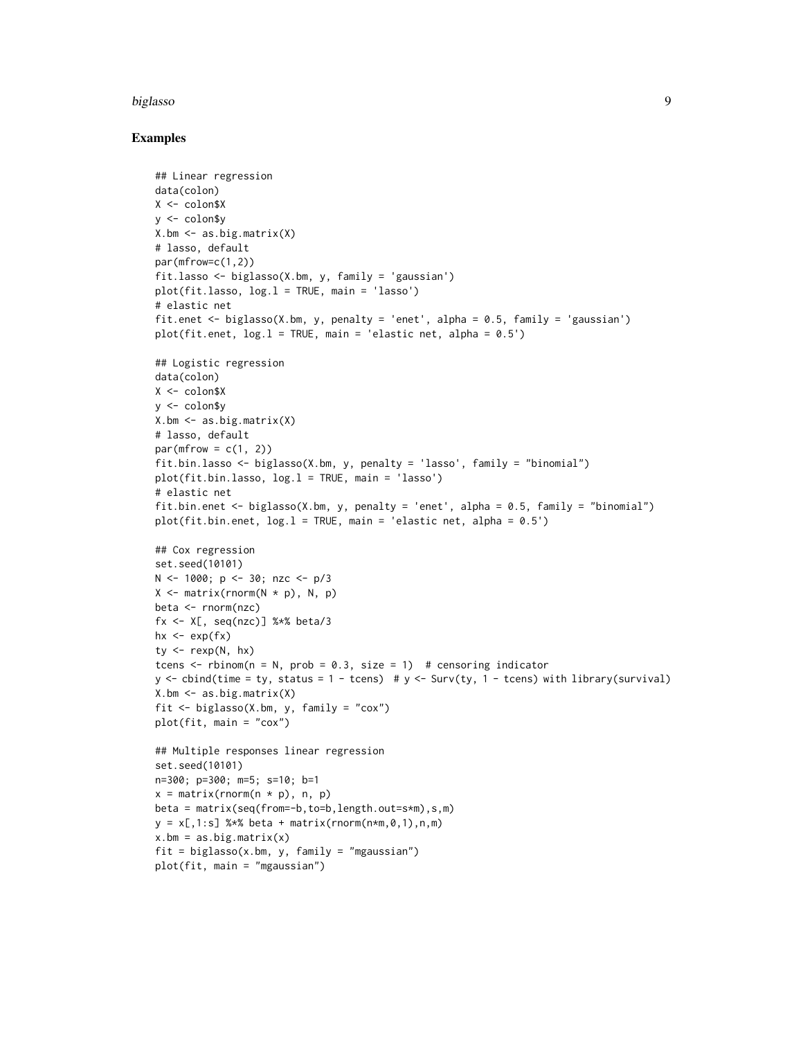### Examples

```
## Linear regression
data(colon)
X <- colon$X
y <- colon$y
X.bm <- as.big.matrix(X)
# lasso, default
par(mfrow=c(1,2))
fit.lasso <- biglasso(X.bm, y, family = 'gaussian')
plot(fit.lasso, log.l = TRUE, main = 'lasso')
# elastic net
fit.enet <- biglasso(X.bm, y, penalty = 'enet', alpha = 0.5, family = 'gaussian')
plot(fit.enet, log.l = TRUE, main = 'elastic net, alpha = 0.5')

## Logistic regression
data(colon)
X <- colon$X
y <- colon$y
X.bm <- as.big.matrix(X)
# lasso, default
par(mfrow = c(1, 2))
fit.bin.lasso <- biglasso(X.bm, y, penalty = 'lasso', family = "binomial")
plot(fit.bin.lasso, log.l = TRUE, main = 'lasso')
# elastic net
fit.bin.enet <- biglasso(X.bm, y, penalty = 'enet', alpha = 0.5, family = "binomial")
plot(fit.bin.enet, log.l = TRUE, main = 'elastic net, alpha = 0.5')

## Cox regression
set.seed(10101)
N <- 1000; p <- 30; nzc <- p/3
X <- matrix(rnorm(N * p), N, p)
beta <- rnorm(nzc)
fx <- X[, seq(nzc)] %*% beta/3
hx <- exp(fx)
ty <- rexp(N, hx)
tcens <- rbinom(n = N, prob = 0.3, size = 1)  # censoring indicator
y <- cbind(time = ty, status = 1 - tcens)  # y <- Surv(ty, 1 - tcens) with library(survival)
X.bm <- as.big.matrix(X)
fit <- biglasso(X.bm, y, family = "cox")
plot(fit, main = "cox")

## Multiple responses linear regression
set.seed(10101)
n=300; p=300; m=5; s=10; b=1
x = matrix(rnorm(n * p), n, p)
beta = matrix(seq(from=-b,to=b,length.out=s*m),s,m)
y = x[,1:s] %*% beta + matrix(rnorm(n*m,0,1),n,m)
x.bm = as.big.matrix(x)
fit = biglasso(x.bm, y, family = "mgaussian")
plot(fit, main = "mgaussian")
```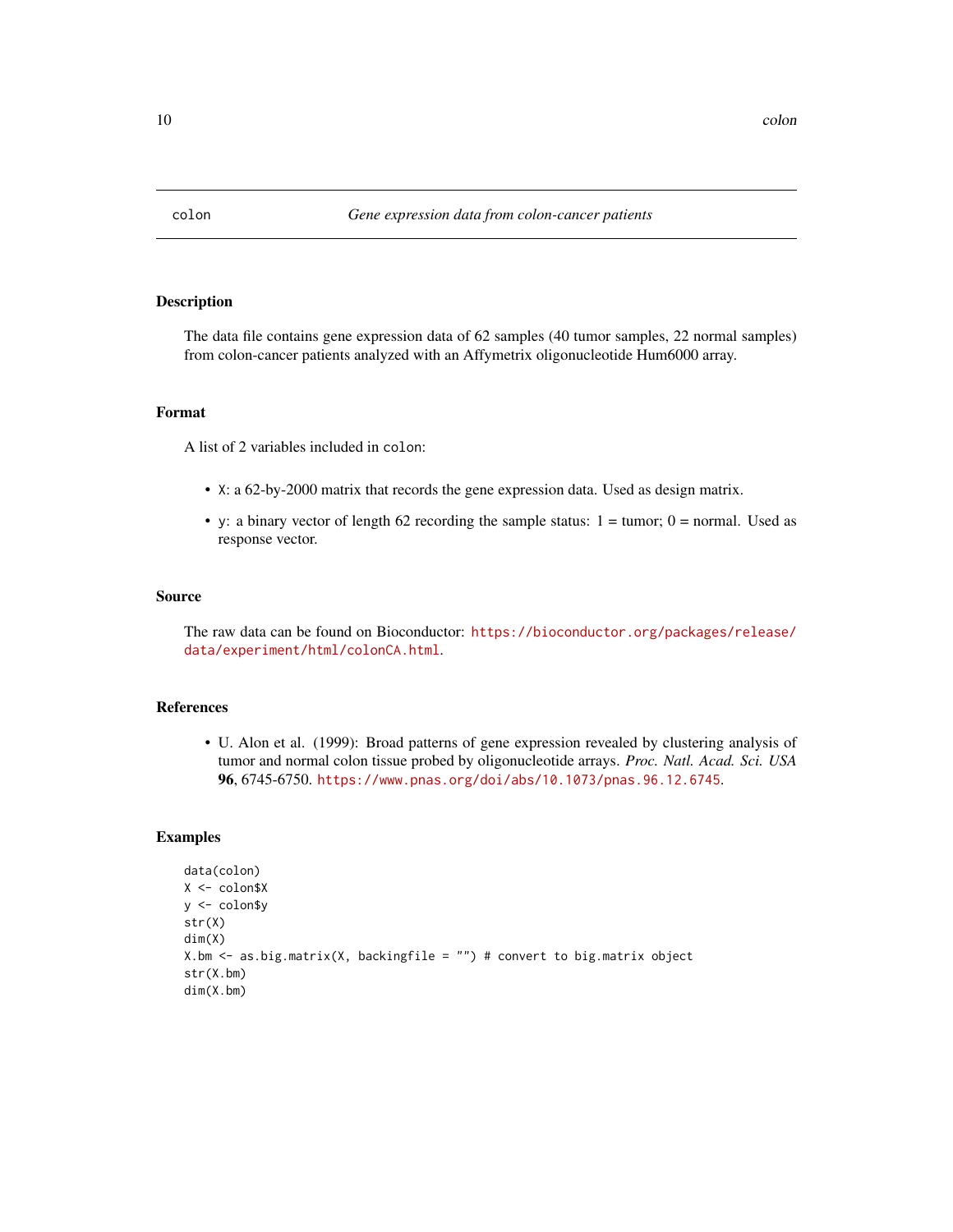# colon — *Gene expression data from colon-cancer patients*

## Description

The data file contains gene expression data of 62 samples (40 tumor samples, 22 normal samples) from colon-cancer patients analyzed with an Affymetrix oligonucleotide Hum6000 array.

## Format

A list of 2 variables included in `colon`:

- `X`: a 62-by-2000 matrix that records the gene expression data. Used as design matrix.
- `y`: a binary vector of length 62 recording the sample status: 1 = tumor; 0 = normal. Used as response vector.

## Source

The raw data can be found on Bioconductor: https://bioconductor.org/packages/release/data/experiment/html/colonCA.html.

## References

- U. Alon et al. (1999): Broad patterns of gene expression revealed by clustering analysis of tumor and normal colon tissue probed by oligonucleotide arrays. *Proc. Natl. Acad. Sci. USA* **96**, 6745-6750. https://www.pnas.org/doi/abs/10.1073/pnas.96.12.6745.

## Examples

```
data(colon)
X <- colon$X
y <- colon$y
str(X)
dim(X)
X.bm <- as.big.matrix(X, backingfile = "") # convert to big.matrix object
str(X.bm)
dim(X.bm)
```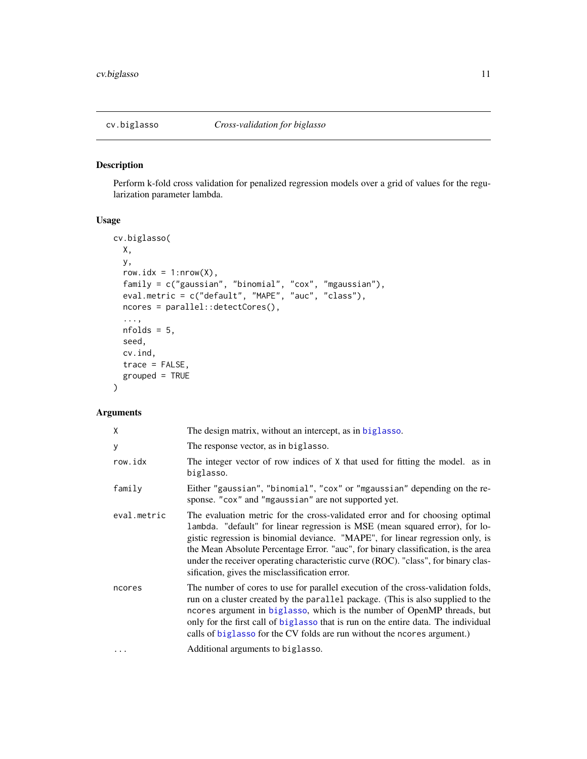## cv.biglasso *Cross-validation for biglasso*

### Description

Perform k-fold cross validation for penalized regression models over a grid of values for the regularization parameter lambda.

### Usage

```
cv.biglasso(
  X,
  y,
  row.idx = 1:nrow(X),
  family = c("gaussian", "binomial", "cox", "mgaussian"),
  eval.metric = c("default", "MAPE", "auc", "class"),
  ncores = parallel::detectCores(),
  ...,
  nfolds = 5,
  seed,
  cv.ind,
  trace = FALSE,
  grouped = TRUE
)
```

### Arguments

| | |
|---|---|
| `X` | The design matrix, without an intercept, as in biglasso. |
| `y` | The response vector, as in biglasso. |
| `row.idx` | The integer vector of row indices of X that used for fitting the model. as in biglasso. |
| `family` | Either "gaussian", "binomial", "cox" or "mgaussian" depending on the response. "cox" and "mgaussian" are not supported yet. |
| `eval.metric` | The evaluation metric for the cross-validated error and for choosing optimal lambda. "default" for linear regression is MSE (mean squared error), for logistic regression is binomial deviance. "MAPE", for linear regression only, is the Mean Absolute Percentage Error. "auc", for binary classification, is the area under the receiver operating characteristic curve (ROC). "class", for binary classification, gives the misclassification error. |
| `ncores` | The number of cores to use for parallel execution of the cross-validation folds, run on a cluster created by the parallel package. (This is also supplied to the ncores argument in biglasso, which is the number of OpenMP threads, but only for the first call of biglasso that is run on the entire data. The individual calls of biglasso for the CV folds are run without the ncores argument.) |
| `...` | Additional arguments to biglasso. |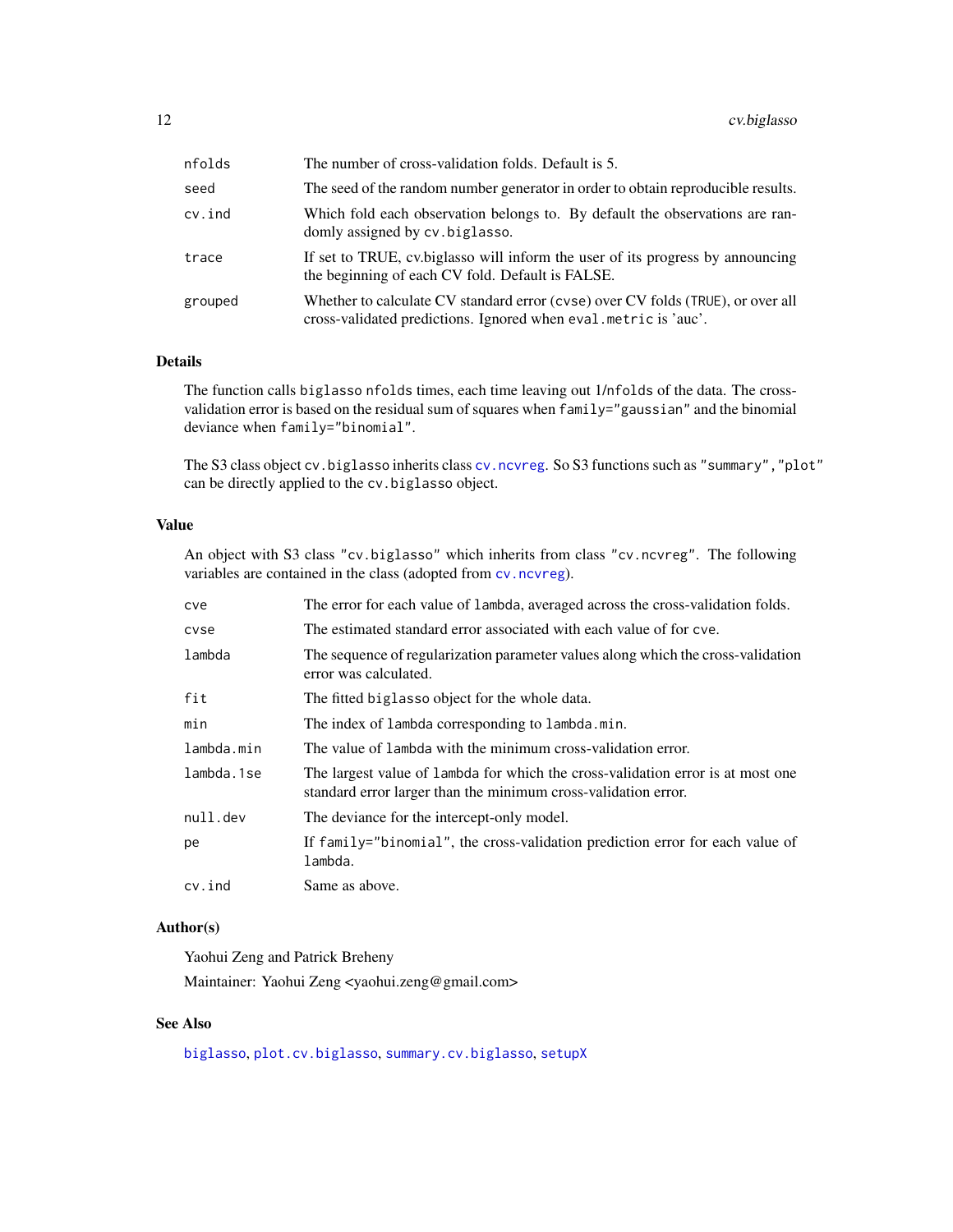| | |
|---|---|
| nfolds | The number of cross-validation folds. Default is 5. |
| seed | The seed of the random number generator in order to obtain reproducible results. |
| cv.ind | Which fold each observation belongs to. By default the observations are randomly assigned by cv.biglasso. |
| trace | If set to TRUE, cv.biglasso will inform the user of its progress by announcing the beginning of each CV fold. Default is FALSE. |
| grouped | Whether to calculate CV standard error (cvse) over CV folds (TRUE), or over all cross-validated predictions. Ignored when eval.metric is 'auc'. |

## Details

The function calls biglasso nfolds times, each time leaving out 1/nfolds of the data. The cross-validation error is based on the residual sum of squares when family="gaussian" and the binomial deviance when family="binomial".

The S3 class object cv.biglasso inherits class cv.ncvreg. So S3 functions such as "summary", "plot" can be directly applied to the cv.biglasso object.

## Value

An object with S3 class "cv.biglasso" which inherits from class "cv.ncvreg". The following variables are contained in the class (adopted from cv.ncvreg).

| | |
|---|---|
| cve | The error for each value of lambda, averaged across the cross-validation folds. |
| cvse | The estimated standard error associated with each value of for cve. |
| lambda | The sequence of regularization parameter values along which the cross-validation error was calculated. |
| fit | The fitted biglasso object for the whole data. |
| min | The index of lambda corresponding to lambda.min. |
| lambda.min | The value of lambda with the minimum cross-validation error. |
| lambda.1se | The largest value of lambda for which the cross-validation error is at most one standard error larger than the minimum cross-validation error. |
| null.dev | The deviance for the intercept-only model. |
| pe | If family="binomial", the cross-validation prediction error for each value of lambda. |
| cv.ind | Same as above. |

## Author(s)

Yaohui Zeng and Patrick Breheny

Maintainer: Yaohui Zeng <yaohui.zeng@gmail.com>

## See Also

biglasso, plot.cv.biglasso, summary.cv.biglasso, setupX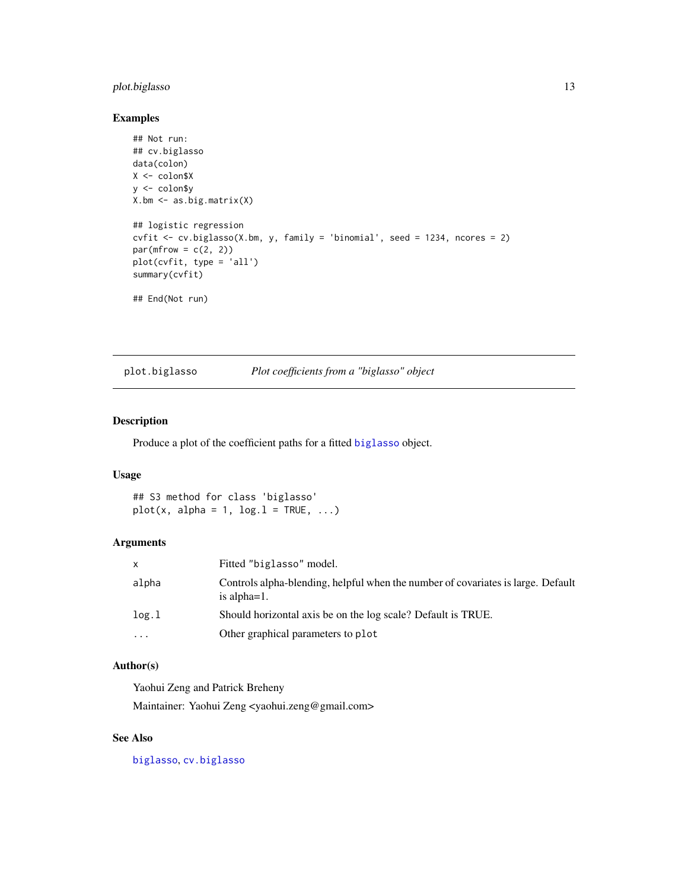## Examples

```
## Not run:
## cv.biglasso
data(colon)
X <- colon$X
y <- colon$y
X.bm <- as.big.matrix(X)

## logistic regression
cvfit <- cv.biglasso(X.bm, y, family = 'binomial', seed = 1234, ncores = 2)
par(mfrow = c(2, 2))
plot(cvfit, type = 'all')
summary(cvfit)

## End(Not run)
```

---

# plot.biglasso — *Plot coefficients from a "biglasso" object*

## Description

Produce a plot of the coefficient paths for a fitted biglasso object.

## Usage

```
## S3 method for class 'biglasso'
plot(x, alpha = 1, log.l = TRUE, ...)
```

## Arguments

| | |
|---|---|
| x | Fitted "biglasso" model. |
| alpha | Controls alpha-blending, helpful when the number of covariates is large. Default is alpha=1. |
| log.l | Should horizontal axis be on the log scale? Default is TRUE. |
| ... | Other graphical parameters to plot |

## Author(s)

Yaohui Zeng and Patrick Breheny

Maintainer: Yaohui Zeng <yaohui.zeng@gmail.com>

## See Also

biglasso, cv.biglasso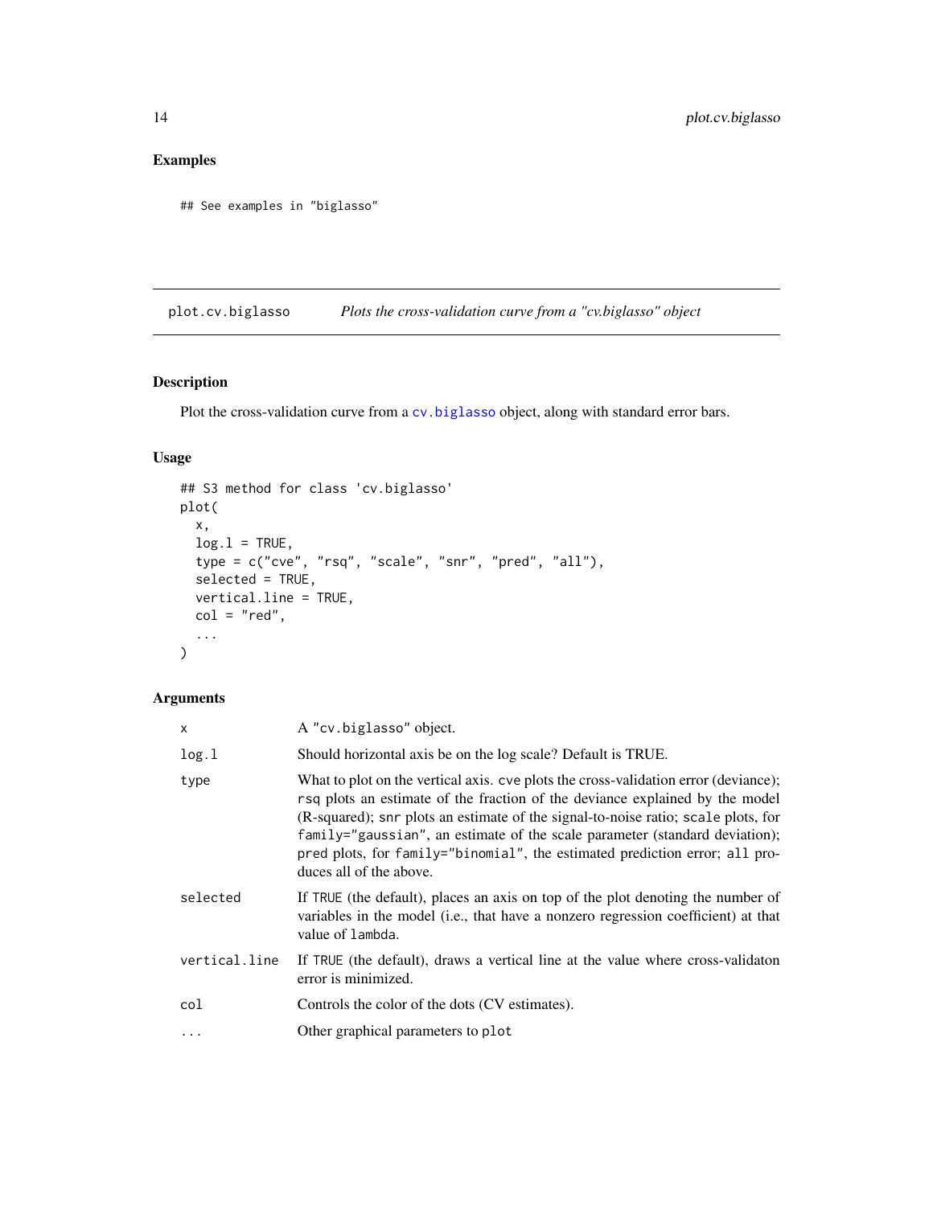## Examples

```
## See examples in "biglasso"
```

---

plot.cv.biglasso    *Plots the cross-validation curve from a "cv.biglasso" object*

---

## Description

Plot the cross-validation curve from a cv.biglasso object, along with standard error bars.

## Usage

```
## S3 method for class 'cv.biglasso'
plot(
  x,
  log.l = TRUE,
  type = c("cve", "rsq", "scale", "snr", "pred", "all"),
  selected = TRUE,
  vertical.line = TRUE,
  col = "red",
  ...
)
```

## Arguments

| | |
|---|---|
| x | A "cv.biglasso" object. |
| log.l | Should horizontal axis be on the log scale? Default is TRUE. |
| type | What to plot on the vertical axis. cve plots the cross-validation error (deviance); rsq plots an estimate of the fraction of the deviance explained by the model (R-squared); snr plots an estimate of the signal-to-noise ratio; scale plots, for family="gaussian", an estimate of the scale parameter (standard deviation); pred plots, for family="binomial", the estimated prediction error; all produces all of the above. |
| selected | If TRUE (the default), places an axis on top of the plot denoting the number of variables in the model (i.e., that have a nonzero regression coefficient) at that value of lambda. |
| vertical.line | If TRUE (the default), draws a vertical line at the value where cross-validaton error is minimized. |
| col | Controls the color of the dots (CV estimates). |
| ... | Other graphical parameters to plot |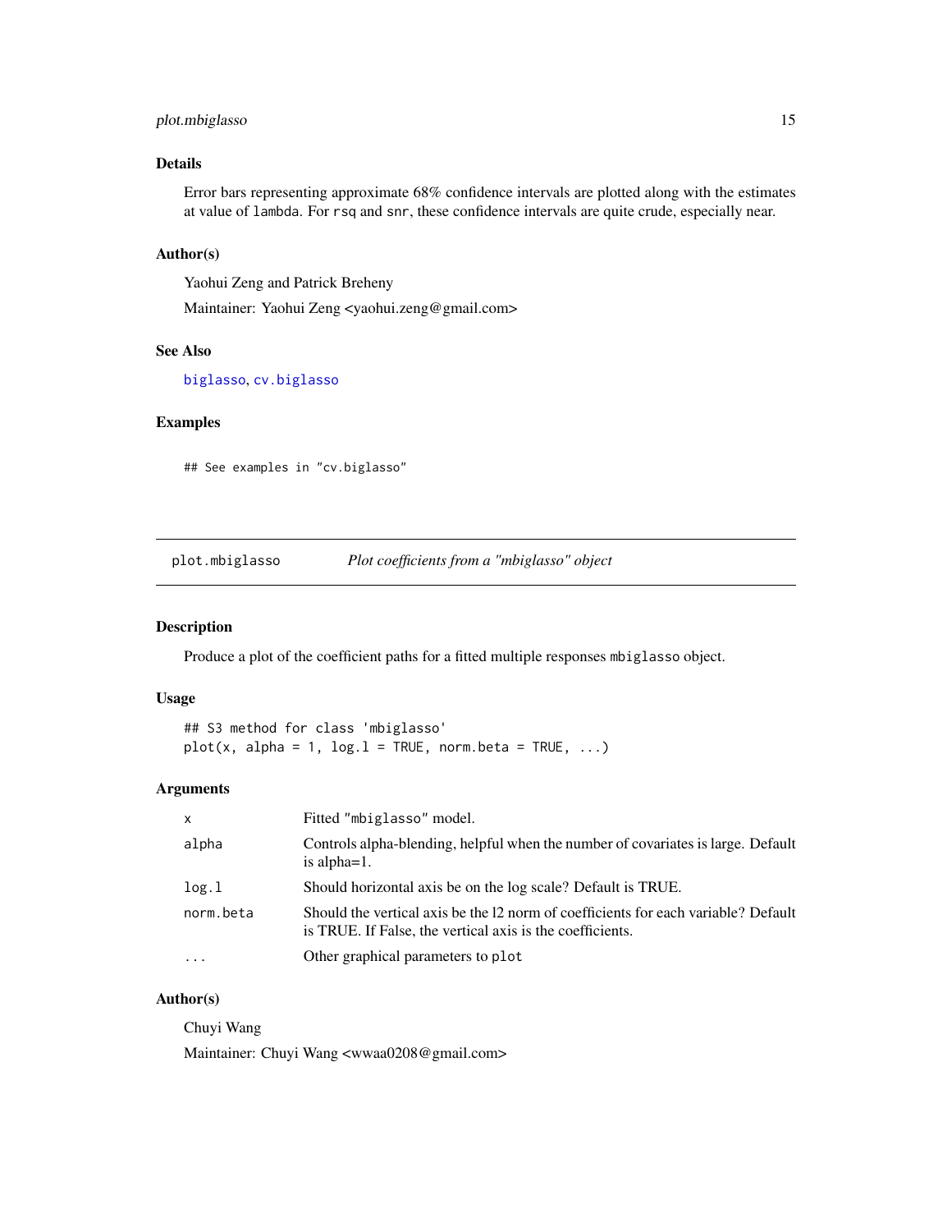## Details

Error bars representing approximate 68% confidence intervals are plotted along with the estimates at value of `lambda`. For `rsq` and `snr`, these confidence intervals are quite crude, especially near.

## Author(s)

Yaohui Zeng and Patrick Breheny

Maintainer: Yaohui Zeng <yaohui.zeng@gmail.com>

## See Also

`biglasso`, `cv.biglasso`

## Examples

```
## See examples in "cv.biglasso"
```

---

# plot.mbiglasso — *Plot coefficients from a "mbiglasso" object*

## Description

Produce a plot of the coefficient paths for a fitted multiple responses `mbiglasso` object.

## Usage

```
## S3 method for class 'mbiglasso'
plot(x, alpha = 1, log.l = TRUE, norm.beta = TRUE, ...)
```

## Arguments

| | |
|---|---|
| `x` | Fitted "`mbiglasso`" model. |
| `alpha` | Controls alpha-blending, helpful when the number of covariates is large. Default is alpha=1. |
| `log.l` | Should horizontal axis be on the log scale? Default is TRUE. |
| `norm.beta` | Should the vertical axis be the l2 norm of coefficients for each variable? Default is TRUE. If False, the vertical axis is the coefficients. |
| `...` | Other graphical parameters to `plot` |

## Author(s)

Chuyi Wang

Maintainer: Chuyi Wang <wwaa0208@gmail.com>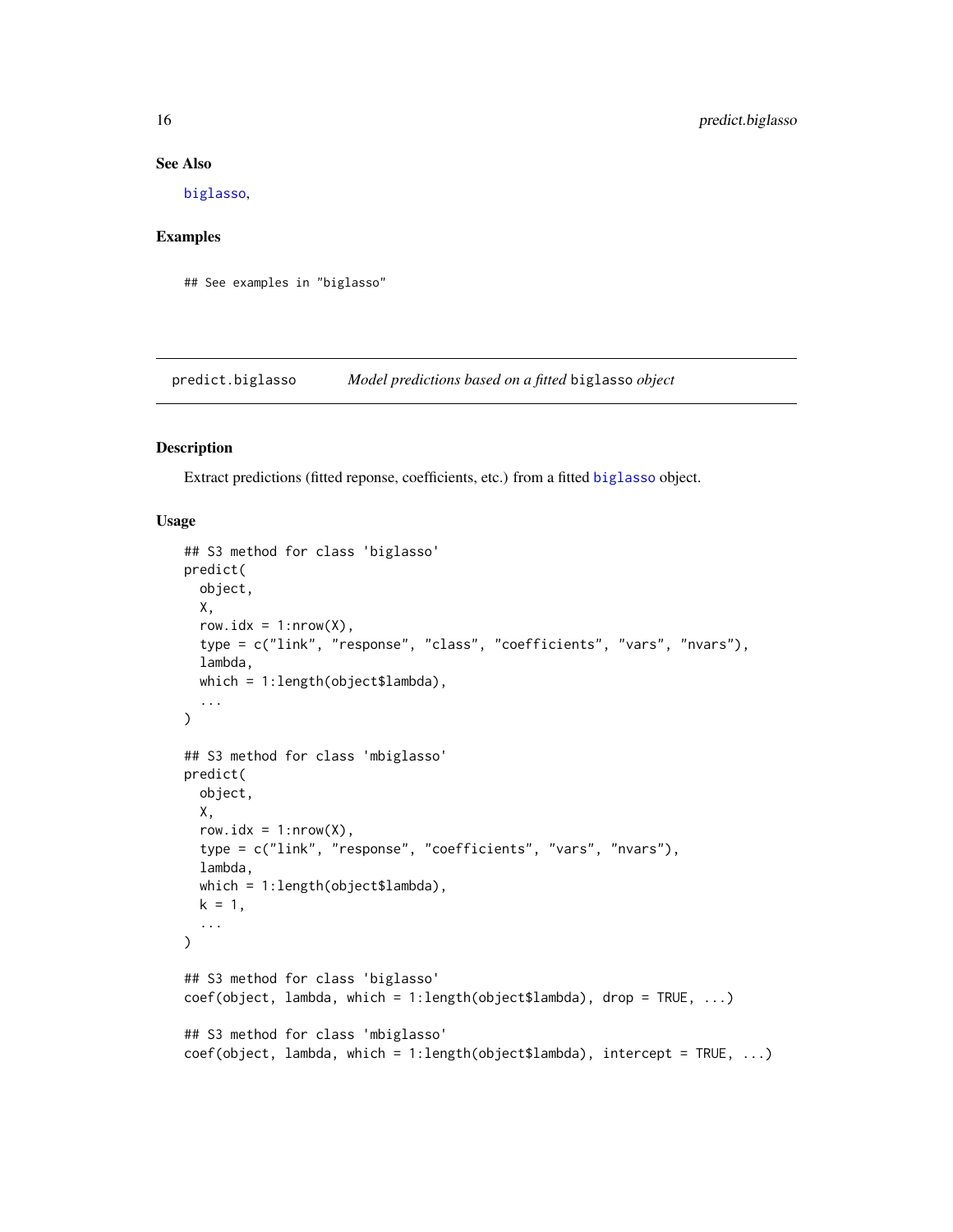## See Also

biglasso,

## Examples

```
## See examples in "biglasso"
```

---

predict.biglasso    *Model predictions based on a fitted* biglasso *object*

---

## Description

Extract predictions (fitted reponse, coefficients, etc.) from a fitted biglasso object.

## Usage

```
## S3 method for class 'biglasso'
predict(
  object,
  X,
  row.idx = 1:nrow(X),
  type = c("link", "response", "class", "coefficients", "vars", "nvars"),
  lambda,
  which = 1:length(object$lambda),
  ...
)

## S3 method for class 'mbiglasso'
predict(
  object,
  X,
  row.idx = 1:nrow(X),
  type = c("link", "response", "coefficients", "vars", "nvars"),
  lambda,
  which = 1:length(object$lambda),
  k = 1,
  ...
)

## S3 method for class 'biglasso'
coef(object, lambda, which = 1:length(object$lambda), drop = TRUE, ...)

## S3 method for class 'mbiglasso'
coef(object, lambda, which = 1:length(object$lambda), intercept = TRUE, ...)
```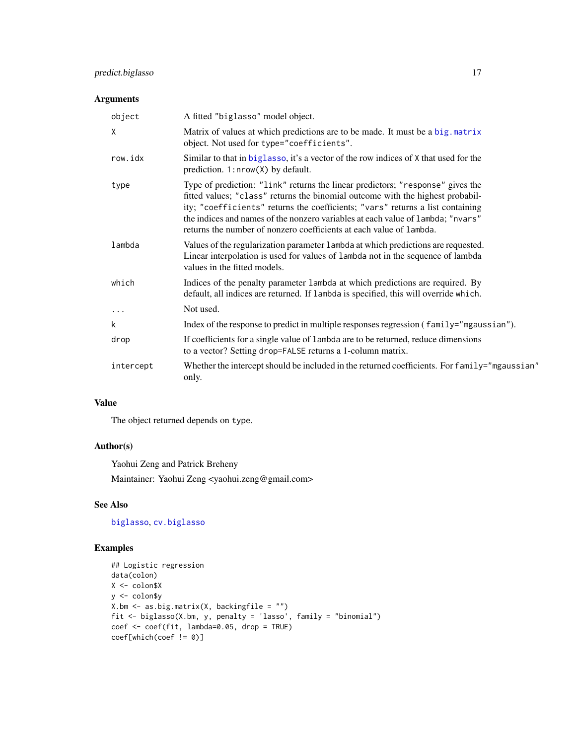### Arguments

| | |
|---|---|
| `object` | A fitted "biglasso" model object. |
| `X` | Matrix of values at which predictions are to be made. It must be a `big.matrix` object. Not used for `type="coefficients"`. |
| `row.idx` | Similar to that in `biglasso`, it's a vector of the row indices of `X` that used for the prediction. `1:nrow(X)` by default. |
| `type` | Type of prediction: `"link"` returns the linear predictors; `"response"` gives the fitted values; `"class"` returns the binomial outcome with the highest probability; `"coefficients"` returns the coefficients; `"vars"` returns a list containing the indices and names of the nonzero variables at each value of `lambda`; `"nvars"` returns the number of nonzero coefficients at each value of `lambda`. |
| `lambda` | Values of the regularization parameter `lambda` at which predictions are requested. Linear interpolation is used for values of `lambda` not in the sequence of lambda values in the fitted models. |
| `which` | Indices of the penalty parameter `lambda` at which predictions are required. By default, all indices are returned. If `lambda` is specified, this will override `which`. |
| `...` | Not used. |
| `k` | Index of the response to predict in multiple responses regression ( `family="mgaussian"`). |
| `drop` | If coefficients for a single value of `lambda` are to be returned, reduce dimensions to a vector? Setting `drop=FALSE` returns a 1-column matrix. |
| `intercept` | Whether the intercept should be included in the returned coefficients. For `family="mgaussian"` only. |

### Value

The object returned depends on `type`.

### Author(s)

Yaohui Zeng and Patrick Breheny

Maintainer: Yaohui Zeng <yaohui.zeng@gmail.com>

### See Also

`biglasso`, `cv.biglasso`

### Examples

```
## Logistic regression
data(colon)
X <- colon$X
y <- colon$y
X.bm <- as.big.matrix(X, backingfile = "")
fit <- biglasso(X.bm, y, penalty = 'lasso', family = "binomial")
coef <- coef(fit, lambda=0.05, drop = TRUE)
coef[which(coef != 0)]
```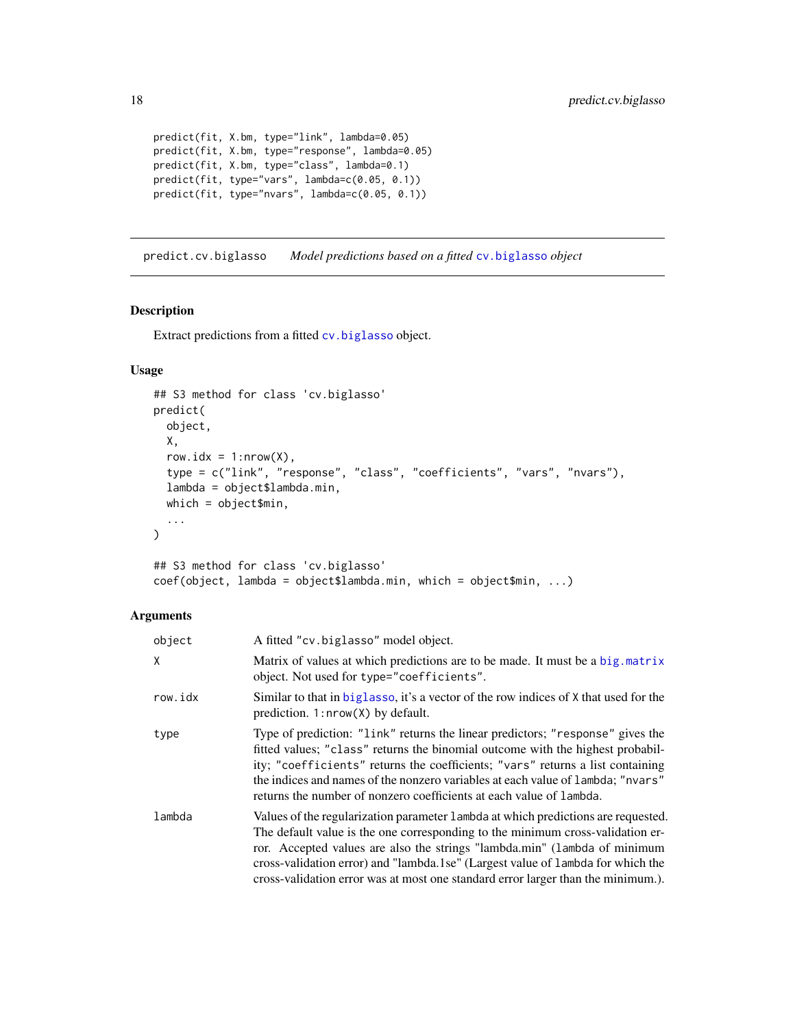```
predict(fit, X.bm, type="link", lambda=0.05)
predict(fit, X.bm, type="response", lambda=0.05)
predict(fit, X.bm, type="class", lambda=0.1)
predict(fit, type="vars", lambda=c(0.05, 0.1))
predict(fit, type="nvars", lambda=c(0.05, 0.1))
```

---

## predict.cv.biglasso — *Model predictions based on a fitted* `cv.biglasso` *object*

---

### Description

Extract predictions from a fitted `cv.biglasso` object.

### Usage

```
## S3 method for class 'cv.biglasso'
predict(
  object,
  X,
  row.idx = 1:nrow(X),
  type = c("link", "response", "class", "coefficients", "vars", "nvars"),
  lambda = object$lambda.min,
  which = object$min,
  ...
)

## S3 method for class 'cv.biglasso'
coef(object, lambda = object$lambda.min, which = object$min, ...)
```

### Arguments

| | |
|---|---|
| `object` | A fitted "cv.biglasso" model object. |
| `X` | Matrix of values at which predictions are to be made. It must be a `big.matrix` object. Not used for `type="coefficients"`. |
| `row.idx` | Similar to that in `biglasso`, it's a vector of the row indices of `X` that used for the prediction. `1:nrow(X)` by default. |
| `type` | Type of prediction: `"link"` returns the linear predictors; `"response"` gives the fitted values; `"class"` returns the binomial outcome with the highest probability; `"coefficients"` returns the coefficients; `"vars"` returns a list containing the indices and names of the nonzero variables at each value of `lambda`; `"nvars"` returns the number of nonzero coefficients at each value of `lambda`. |
| `lambda` | Values of the regularization parameter `lambda` at which predictions are requested. The default value is the one corresponding to the minimum cross-validation error. Accepted values are also the strings "lambda.min" (`lambda` of minimum cross-validation error) and "lambda.1se" (Largest value of `lambda` for which the cross-validation error was at most one standard error larger than the minimum.). |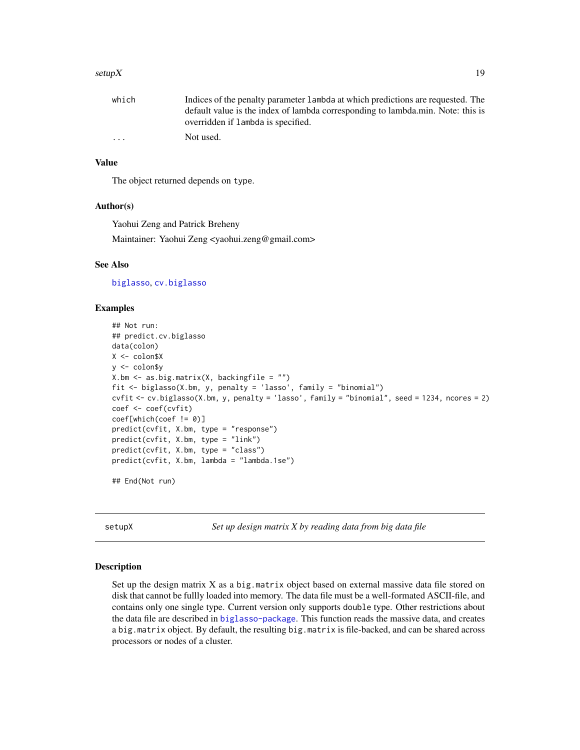| | |
|---|---|
| which | Indices of the penalty parameter `lambda` at which predictions are requested. The default value is the index of lambda corresponding to lambda.min. Note: this is overridden if `lambda` is specified. |
| ... | Not used. |

### Value

The object returned depends on `type`.

### Author(s)

Yaohui Zeng and Patrick Breheny

Maintainer: Yaohui Zeng <yaohui.zeng@gmail.com>

### See Also

`biglasso`, `cv.biglasso`

### Examples

```
## Not run:
## predict.cv.biglasso
data(colon)
X <- colon$X
y <- colon$y
X.bm <- as.big.matrix(X, backingfile = "")
fit <- biglasso(X.bm, y, penalty = 'lasso', family = "binomial")
cvfit <- cv.biglasso(X.bm, y, penalty = 'lasso', family = "binomial", seed = 1234, ncores = 2)
coef <- coef(cvfit)
coef[which(coef != 0)]
predict(cvfit, X.bm, type = "response")
predict(cvfit, X.bm, type = "link")
predict(cvfit, X.bm, type = "class")
predict(cvfit, X.bm, lambda = "lambda.1se")

## End(Not run)
```

---

## setupX — *Set up design matrix X by reading data from big data file*

### Description

Set up the design matrix X as a `big.matrix` object based on external massive data file stored on disk that cannot be fullly loaded into memory. The data file must be a well-formated ASCII-file, and contains only one single type. Current version only supports `double` type. Other restrictions about the data file are described in `biglasso-package`. This function reads the massive data, and creates a `big.matrix` object. By default, the resulting `big.matrix` is file-backed, and can be shared across processors or nodes of a cluster.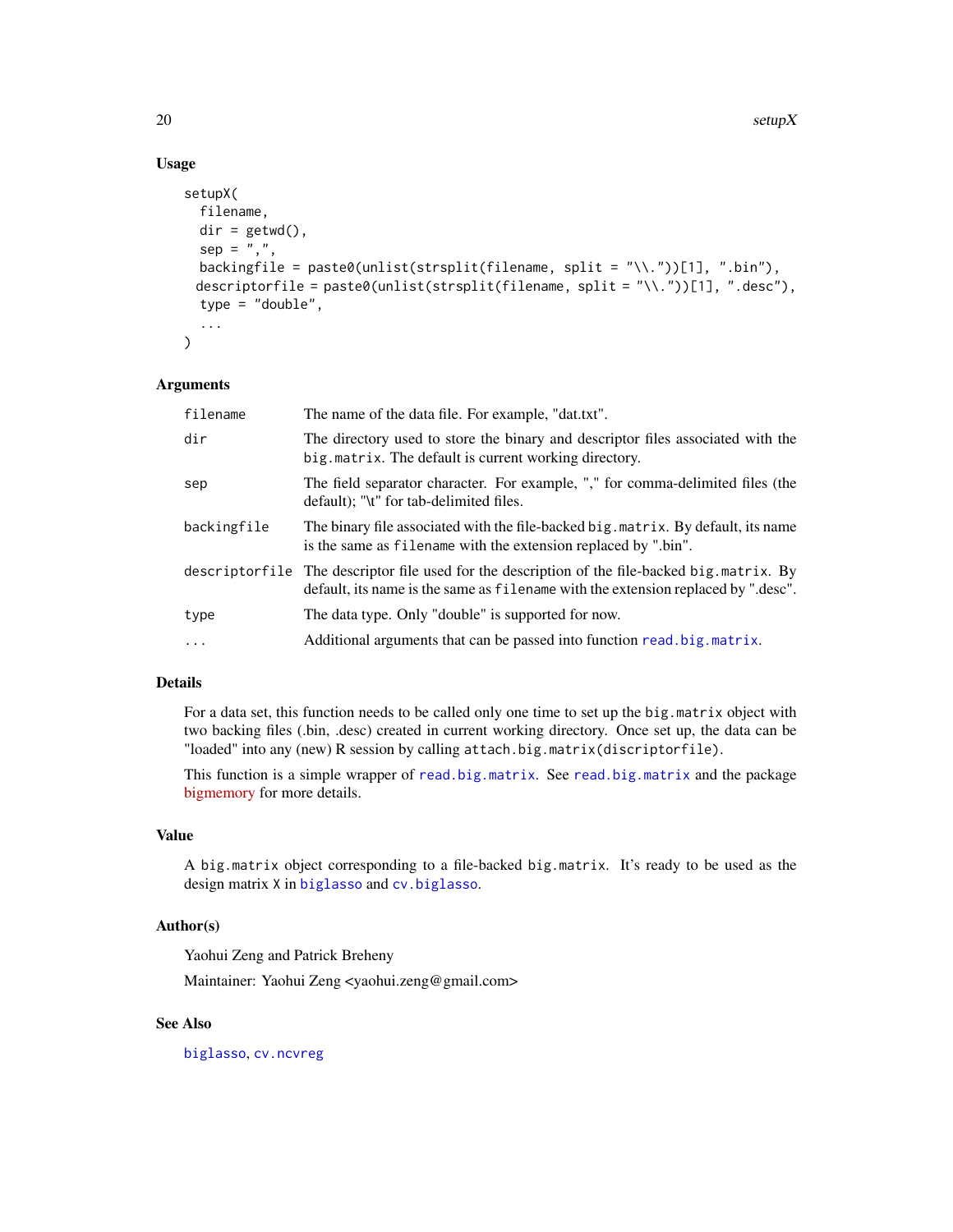### Usage

```
setupX(
  filename,
  dir = getwd(),
  sep = ",",
  backingfile = paste0(unlist(strsplit(filename, split = "\\."))[1], ".bin"),
 descriptorfile = paste0(unlist(strsplit(filename, split = "\\."))[1], ".desc"),
  type = "double",
  ...
)
```

### Arguments

| | |
|---|---|
| `filename` | The name of the data file. For example, "dat.txt". |
| `dir` | The directory used to store the binary and descriptor files associated with the `big.matrix`. The default is current working directory. |
| `sep` | The field separator character. For example, "," for comma-delimited files (the default); "\t" for tab-delimited files. |
| `backingfile` | The binary file associated with the file-backed `big.matrix`. By default, its name is the same as `filename` with the extension replaced by ".bin". |
| `descriptorfile` | The descriptor file used for the description of the file-backed `big.matrix`. By default, its name is the same as `filename` with the extension replaced by ".desc". |
| `type` | The data type. Only "double" is supported for now. |
| `...` | Additional arguments that can be passed into function `read.big.matrix`. |

### Details

For a data set, this function needs to be called only one time to set up the `big.matrix` object with two backing files (.bin, .desc) created in current working directory. Once set up, the data can be "loaded" into any (new) R session by calling `attach.big.matrix(discriptorfile)`.

This function is a simple wrapper of `read.big.matrix`. See `read.big.matrix` and the package bigmemory for more details.

### Value

A `big.matrix` object corresponding to a file-backed `big.matrix`. It's ready to be used as the design matrix `X` in `biglasso` and `cv.biglasso`.

### Author(s)

Yaohui Zeng and Patrick Breheny

Maintainer: Yaohui Zeng <yaohui.zeng@gmail.com>

### See Also

`biglasso`, `cv.ncvreg`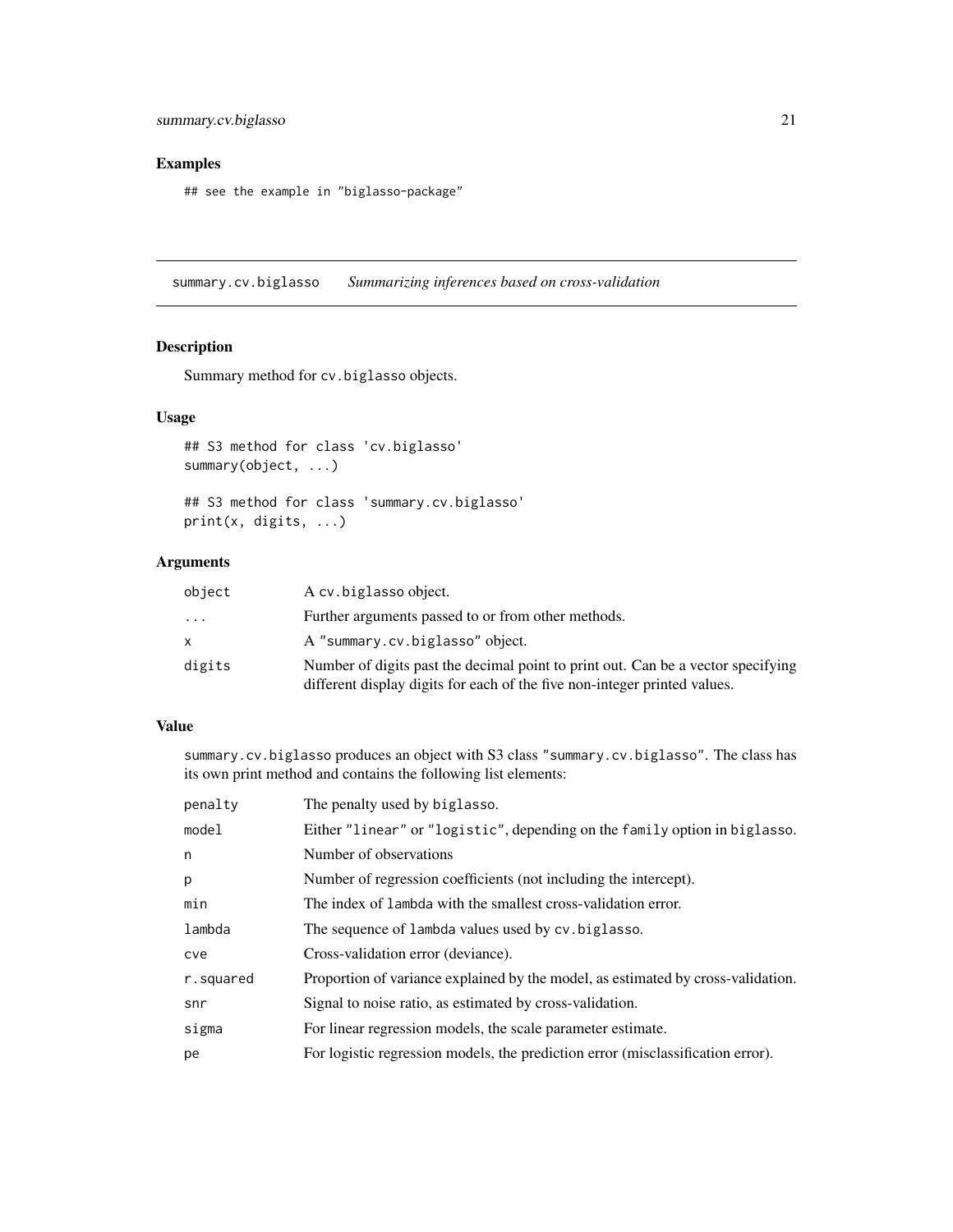## Examples

```
## see the example in "biglasso-package"
```

---

## summary.cv.biglasso — *Summarizing inferences based on cross-validation*

### Description

Summary method for `cv.biglasso` objects.

### Usage

```
## S3 method for class 'cv.biglasso'
summary(object, ...)

## S3 method for class 'summary.cv.biglasso'
print(x, digits, ...)
```

### Arguments

| | |
|---|---|
| `object` | A `cv.biglasso` object. |
| `...` | Further arguments passed to or from other methods. |
| `x` | A `"summary.cv.biglasso"` object. |
| `digits` | Number of digits past the decimal point to print out. Can be a vector specifying different display digits for each of the five non-integer printed values. |

### Value

`summary.cv.biglasso` produces an object with S3 class `"summary.cv.biglasso"`. The class has its own print method and contains the following list elements:

| | |
|---|---|
| `penalty` | The penalty used by `biglasso`. |
| `model` | Either `"linear"` or `"logistic"`, depending on the `family` option in `biglasso`. |
| `n` | Number of observations |
| `p` | Number of regression coefficients (not including the intercept). |
| `min` | The index of `lambda` with the smallest cross-validation error. |
| `lambda` | The sequence of `lambda` values used by `cv.biglasso`. |
| `cve` | Cross-validation error (deviance). |
| `r.squared` | Proportion of variance explained by the model, as estimated by cross-validation. |
| `snr` | Signal to noise ratio, as estimated by cross-validation. |
| `sigma` | For linear regression models, the scale parameter estimate. |
| `pe` | For logistic regression models, the prediction error (misclassification error). |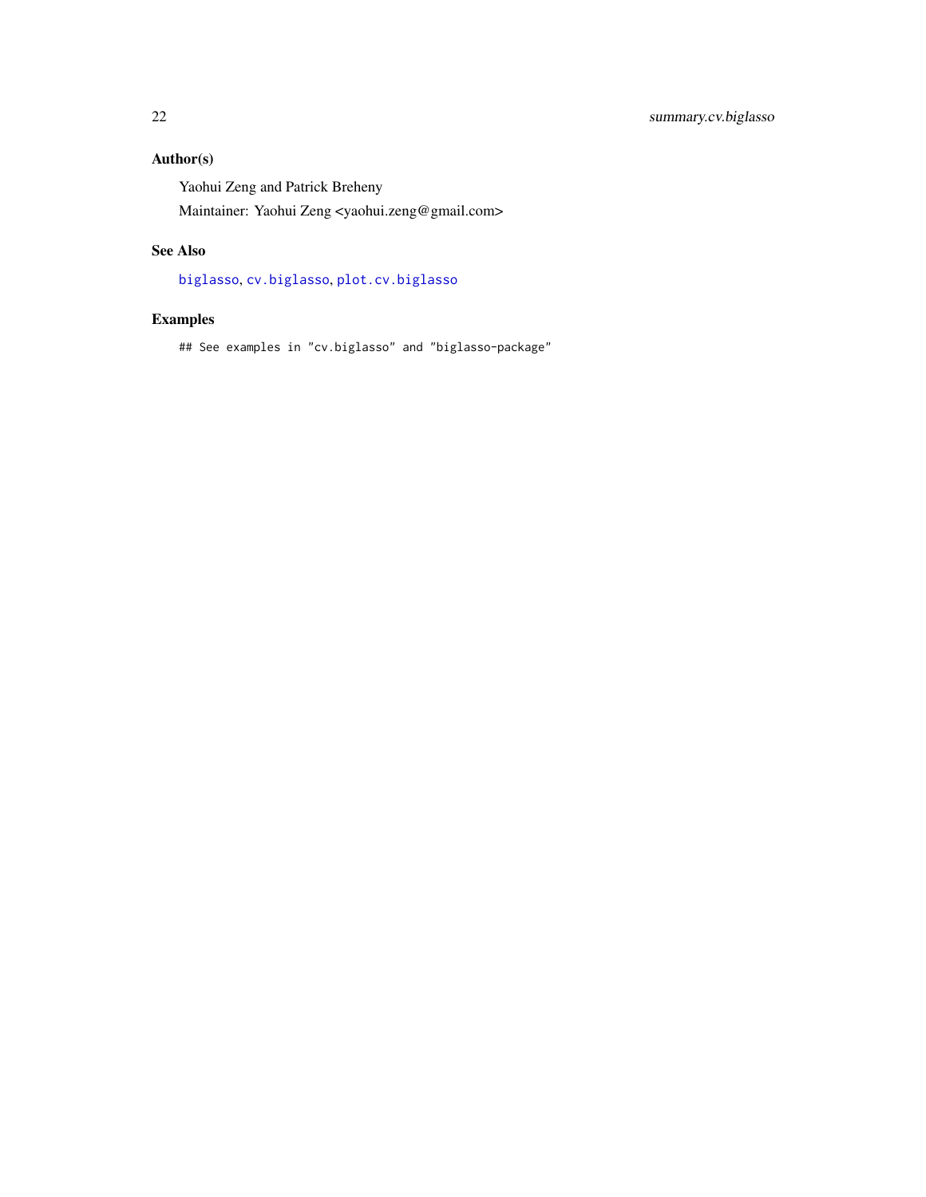## Author(s)

Yaohui Zeng and Patrick Breheny

Maintainer: Yaohui Zeng <yaohui.zeng@gmail.com>

## See Also

`biglasso`, `cv.biglasso`, `plot.cv.biglasso`

## Examples

```
## See examples in "cv.biglasso" and "biglasso-package"
```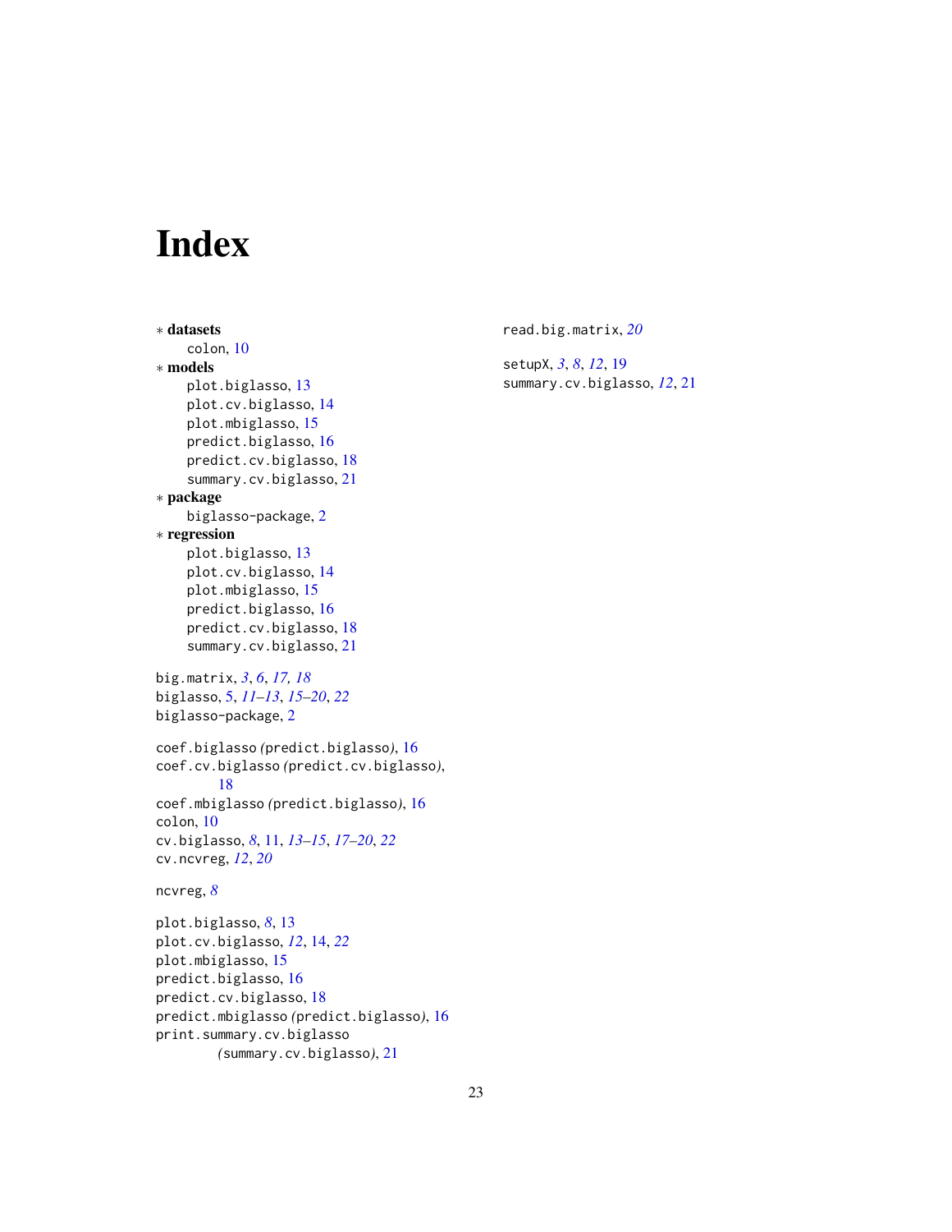# Index

∗ **datasets**
    colon, 10

∗ **models**
    plot.biglasso, 13
    plot.cv.biglasso, 14
    plot.mbiglasso, 15
    predict.biglasso, 16
    predict.cv.biglasso, 18
    summary.cv.biglasso, 21

∗ **package**
    biglasso-package, 2

∗ **regression**
    plot.biglasso, 13
    plot.cv.biglasso, 14
    plot.mbiglasso, 15
    predict.biglasso, 16
    predict.cv.biglasso, 18
    summary.cv.biglasso, 21

big.matrix, *3*, *6*, *17, 18*
biglasso, 5, *11–13*, *15–20*, *22*
biglasso-package, 2

coef.biglasso *(*predict.biglasso*)*, 16
coef.cv.biglasso *(*predict.cv.biglasso*)*, 18
coef.mbiglasso *(*predict.biglasso*)*, 16
colon, 10
cv.biglasso, *8*, 11, *13–15*, *17–20*, *22*
cv.ncvreg, *12*, *20*

ncvreg, *8*

plot.biglasso, *8*, 13
plot.cv.biglasso, *12*, 14, *22*
plot.mbiglasso, 15
predict.biglasso, 16
predict.cv.biglasso, 18
predict.mbiglasso *(*predict.biglasso*)*, 16
print.summary.cv.biglasso *(*summary.cv.biglasso*)*, 21

read.big.matrix, *20*

setupX, *3*, *8*, *12*, 19
summary.cv.biglasso, *12*, 21